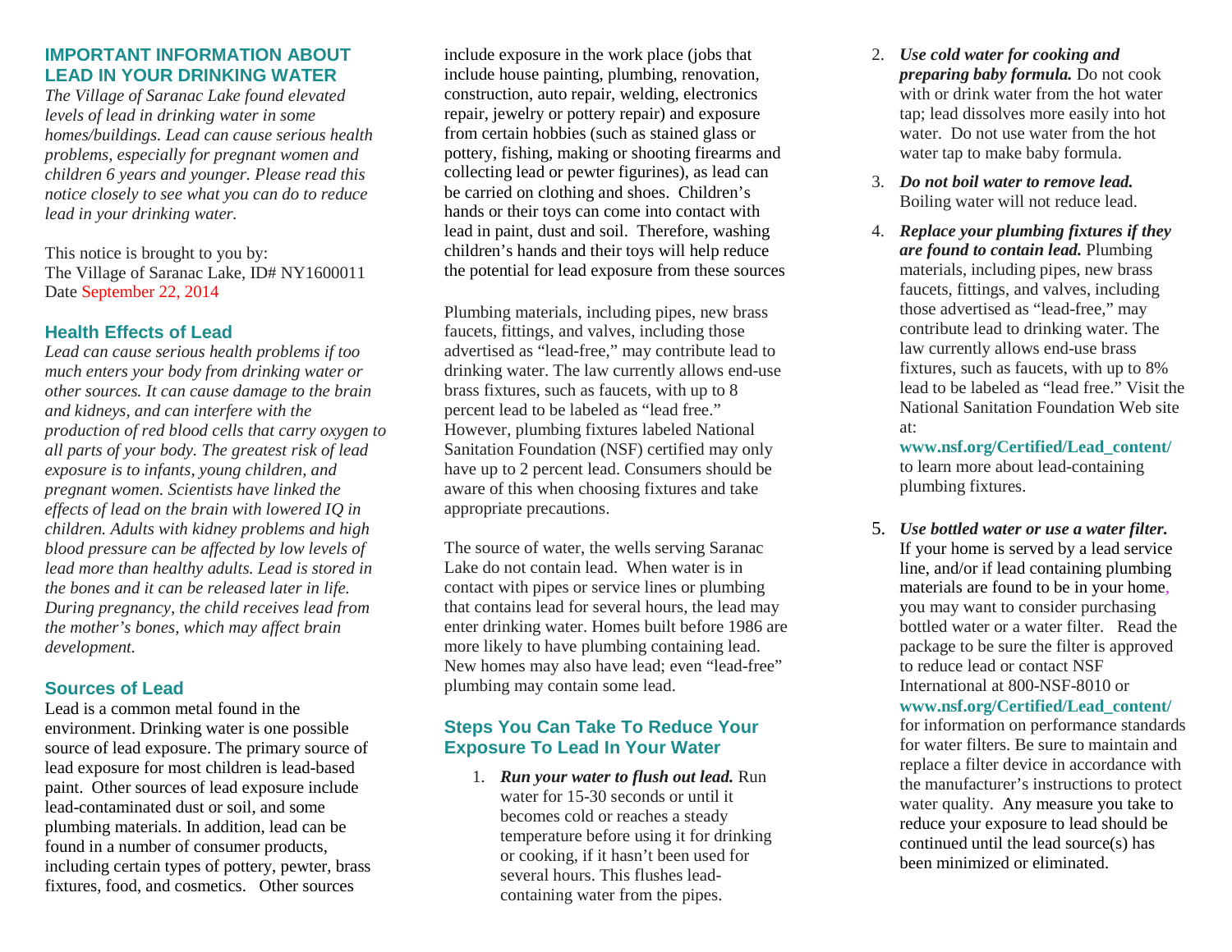## IMPORTANT INFORMATION ABOUT LEAD IN YOUR DRINKING WATER

*The Village of Saranac Lake found elevated levels of lead in drinking water in some homes/buildings. Lead can cause serious health problems, especially for pregnant women and children 6 years and younger. Please read this notice closely to see what you can do to reduce lead in your drinking water.*

This notice is brought to you by:
The Village of Saranac Lake, ID# NY1600011
Date September 22, 2014

### Health Effects of Lead

*Lead can cause serious health problems if too much enters your body from drinking water or other sources. It can cause damage to the brain and kidneys, and can interfere with the production of red blood cells that carry oxygen to all parts of your body. The greatest risk of lead exposure is to infants, young children, and pregnant women. Scientists have linked the effects of lead on the brain with lowered IQ in children. Adults with kidney problems and high blood pressure can be affected by low levels of lead more than healthy adults. Lead is stored in the bones and it can be released later in life. During pregnancy, the child receives lead from the mother's bones, which may affect brain development.*

### Sources of Lead

Lead is a common metal found in the environment. Drinking water is one possible source of lead exposure. The primary source of lead exposure for most children is lead-based paint. Other sources of lead exposure include lead-contaminated dust or soil, and some plumbing materials. In addition, lead can be found in a number of consumer products, including certain types of pottery, pewter, brass fixtures, food, and cosmetics. Other sources include exposure in the work place (jobs that include house painting, plumbing, renovation, construction, auto repair, welding, electronics repair, jewelry or pottery repair) and exposure from certain hobbies (such as stained glass or pottery, fishing, making or shooting firearms and collecting lead or pewter figurines), as lead can be carried on clothing and shoes. Children's hands or their toys can come into contact with lead in paint, dust and soil. Therefore, washing children's hands and their toys will help reduce the potential for lead exposure from these sources

Plumbing materials, including pipes, new brass faucets, fittings, and valves, including those advertised as "lead-free," may contribute lead to drinking water. The law currently allows end-use brass fixtures, such as faucets, with up to 8 percent lead to be labeled as "lead free." However, plumbing fixtures labeled National Sanitation Foundation (NSF) certified may only have up to 2 percent lead. Consumers should be aware of this when choosing fixtures and take appropriate precautions.

The source of water, the wells serving Saranac Lake do not contain lead. When water is in contact with pipes or service lines or plumbing that contains lead for several hours, the lead may enter drinking water. Homes built before 1986 are more likely to have plumbing containing lead. New homes may also have lead; even "lead-free" plumbing may contain some lead.

### Steps You Can Take To Reduce Your Exposure To Lead In Your Water

1. ***Run your water to flush out lead.*** Run water for 15-30 seconds or until it becomes cold or reaches a steady temperature before using it for drinking or cooking, if it hasn't been used for several hours. This flushes lead-containing water from the pipes.
2. ***Use cold water for cooking and preparing baby formula.*** Do not cook with or drink water from the hot water tap; lead dissolves more easily into hot water. Do not use water from the hot water tap to make baby formula.
3. ***Do not boil water to remove lead.*** Boiling water will not reduce lead.
4. ***Replace your plumbing fixtures if they are found to contain lead.*** Plumbing materials, including pipes, new brass faucets, fittings, and valves, including those advertised as "lead-free," may contribute lead to drinking water. The law currently allows end-use brass fixtures, such as faucets, with up to 8% lead to be labeled as "lead free." Visit the National Sanitation Foundation Web site at: **www.nsf.org/Certified/Lead_content/** to learn more about lead-containing plumbing fixtures.
5. ***Use bottled water or use a water filter.*** If your home is served by a lead service line, and/or if lead containing plumbing materials are found to be in your home, you may want to consider purchasing bottled water or a water filter. Read the package to be sure the filter is approved to reduce lead or contact NSF International at 800-NSF-8010 or **www.nsf.org/Certified/Lead_content/** for information on performance standards for water filters. Be sure to maintain and replace a filter device in accordance with the manufacturer's instructions to protect water quality. Any measure you take to reduce your exposure to lead should be continued until the lead source(s) has been minimized or eliminated.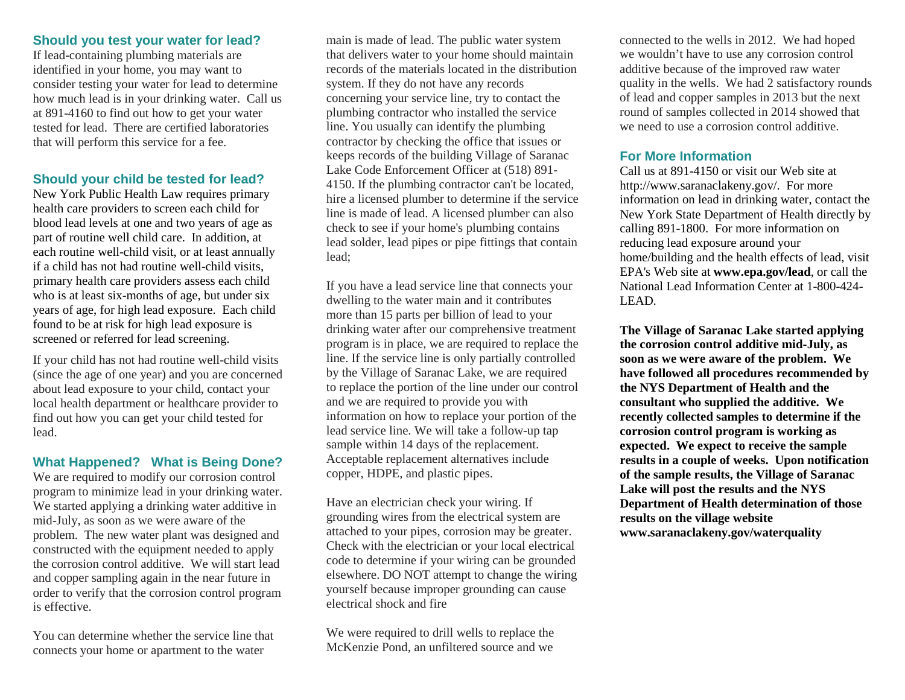## Should you test your water for lead?

If lead-containing plumbing materials are identified in your home, you may want to consider testing your water for lead to determine how much lead is in your drinking water. Call us at 891-4160 to find out how to get your water tested for lead. There are certified laboratories that will perform this service for a fee.

## Should your child be tested for lead?

New York Public Health Law requires primary health care providers to screen each child for blood lead levels at one and two years of age as part of routine well child care. In addition, at each routine well-child visit, or at least annually if a child has not had routine well-child visits, primary health care providers assess each child who is at least six-months of age, but under six years of age, for high lead exposure. Each child found to be at risk for high lead exposure is screened or referred for lead screening.

If your child has not had routine well-child visits (since the age of one year) and you are concerned about lead exposure to your child, contact your local health department or healthcare provider to find out how you can get your child tested for lead.

## What Happened? What is Being Done?

We are required to modify our corrosion control program to minimize lead in your drinking water. We started applying a drinking water additive in mid-July, as soon as we were aware of the problem. The new water plant was designed and constructed with the equipment needed to apply the corrosion control additive. We will start lead and copper sampling again in the near future in order to verify that the corrosion control program is effective.

You can determine whether the service line that connects your home or apartment to the water main is made of lead. The public water system that delivers water to your home should maintain records of the materials located in the distribution system. If they do not have any records concerning your service line, try to contact the plumbing contractor who installed the service line. You usually can identify the plumbing contractor by checking the office that issues or keeps records of the building Village of Saranac Lake Code Enforcement Officer at (518) 891-4150. If the plumbing contractor can't be located, hire a licensed plumber to determine if the service line is made of lead. A licensed plumber can also check to see if your home's plumbing contains lead solder, lead pipes or pipe fittings that contain lead;

If you have a lead service line that connects your dwelling to the water main and it contributes more than 15 parts per billion of lead to your drinking water after our comprehensive treatment program is in place, we are required to replace the line. If the service line is only partially controlled by the Village of Saranac Lake, we are required to replace the portion of the line under our control and we are required to provide you with information on how to replace your portion of the lead service line. We will take a follow-up tap sample within 14 days of the replacement. Acceptable replacement alternatives include copper, HDPE, and plastic pipes.

Have an electrician check your wiring. If grounding wires from the electrical system are attached to your pipes, corrosion may be greater. Check with the electrician or your local electrical code to determine if your wiring can be grounded elsewhere. DO NOT attempt to change the wiring yourself because improper grounding can cause electrical shock and fire

We were required to drill wells to replace the McKenzie Pond, an unfiltered source and we connected to the wells in 2012. We had hoped we wouldn't have to use any corrosion control additive because of the improved raw water quality in the wells. We had 2 satisfactory rounds of lead and copper samples in 2013 but the next round of samples collected in 2014 showed that we need to use a corrosion control additive.

## For More Information

Call us at 891-4150 or visit our Web site at http://www.saranaclakeny.gov/. For more information on lead in drinking water, contact the New York State Department of Health directly by calling 891-1800. For more information on reducing lead exposure around your home/building and the health effects of lead, visit EPA's Web site at **www.epa.gov/lead**, or call the National Lead Information Center at 1-800-424-LEAD.

**The Village of Saranac Lake started applying the corrosion control additive mid-July, as soon as we were aware of the problem. We have followed all procedures recommended by the NYS Department of Health and the consultant who supplied the additive. We recently collected samples to determine if the corrosion control program is working as expected. We expect to receive the sample results in a couple of weeks. Upon notification of the sample results, the Village of Saranac Lake will post the results and the NYS Department of Health determination of those results on the village website www.saranaclakeny.gov/waterquality**